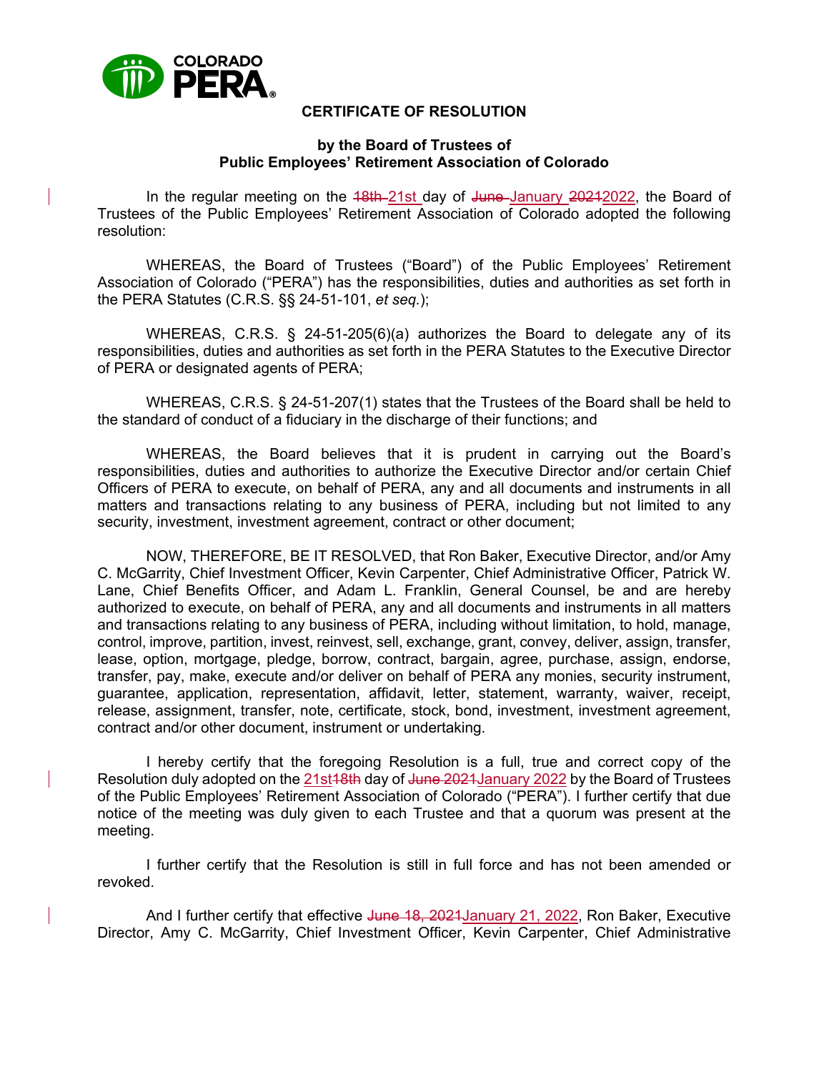## CERTIFICATE OF RESOLUTION

### by the Board of Trustees of Public Employees' Retirement Association of Colorado

In the regular meeting on the ~~18th~~ 21st day of ~~June~~ January ~~2021~~2022, the Board of Trustees of the Public Employees' Retirement Association of Colorado adopted the following resolution:

WHEREAS, the Board of Trustees ("Board") of the Public Employees' Retirement Association of Colorado ("PERA") has the responsibilities, duties and authorities as set forth in the PERA Statutes (C.R.S. §§ 24-51-101, *et seq.*);

WHEREAS, C.R.S. § 24-51-205(6)(a) authorizes the Board to delegate any of its responsibilities, duties and authorities as set forth in the PERA Statutes to the Executive Director of PERA or designated agents of PERA;

WHEREAS, C.R.S. § 24-51-207(1) states that the Trustees of the Board shall be held to the standard of conduct of a fiduciary in the discharge of their functions; and

WHEREAS, the Board believes that it is prudent in carrying out the Board's responsibilities, duties and authorities to authorize the Executive Director and/or certain Chief Officers of PERA to execute, on behalf of PERA, any and all documents and instruments in all matters and transactions relating to any business of PERA, including but not limited to any security, investment, investment agreement, contract or other document;

NOW, THEREFORE, BE IT RESOLVED, that Ron Baker, Executive Director, and/or Amy C. McGarrity, Chief Investment Officer, Kevin Carpenter, Chief Administrative Officer, Patrick W. Lane, Chief Benefits Officer, and Adam L. Franklin, General Counsel, be and are hereby authorized to execute, on behalf of PERA, any and all documents and instruments in all matters and transactions relating to any business of PERA, including without limitation, to hold, manage, control, improve, partition, invest, reinvest, sell, exchange, grant, convey, deliver, assign, transfer, lease, option, mortgage, pledge, borrow, contract, bargain, agree, purchase, assign, endorse, transfer, pay, make, execute and/or deliver on behalf of PERA any monies, security instrument, guarantee, application, representation, affidavit, letter, statement, warranty, waiver, receipt, release, assignment, transfer, note, certificate, stock, bond, investment, investment agreement, contract and/or other document, instrument or undertaking.

I hereby certify that the foregoing Resolution is a full, true and correct copy of the Resolution duly adopted on the 21st~~18th~~ day of ~~June 2021~~January 2022 by the Board of Trustees of the Public Employees' Retirement Association of Colorado ("PERA"). I further certify that due notice of the meeting was duly given to each Trustee and that a quorum was present at the meeting.

I further certify that the Resolution is still in full force and has not been amended or revoked.

And I further certify that effective ~~June 18, 2021~~January 21, 2022, Ron Baker, Executive Director, Amy C. McGarrity, Chief Investment Officer, Kevin Carpenter, Chief Administrative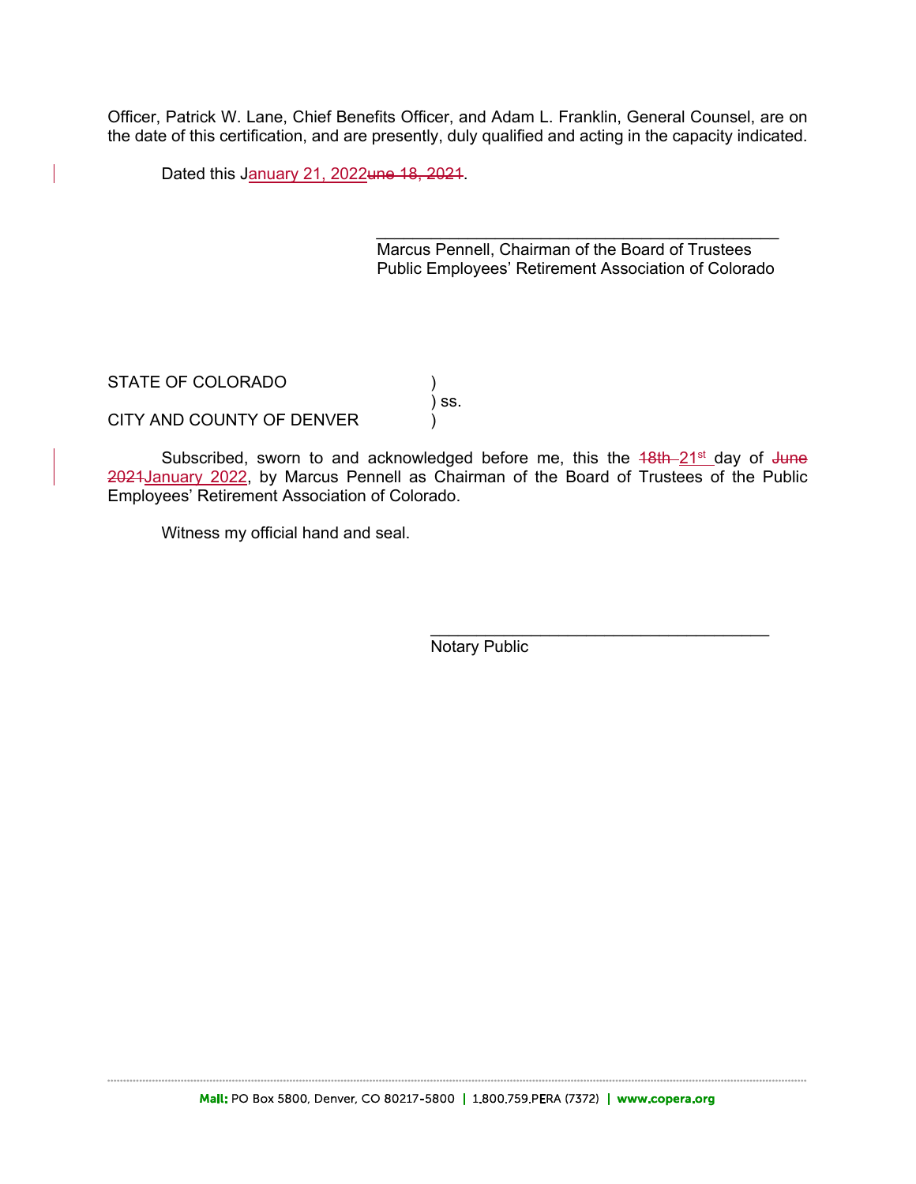Officer, Patrick W. Lane, Chief Benefits Officer, and Adam L. Franklin, General Counsel, are on the date of this certification, and are presently, duly qualified and acting in the capacity indicated.

Dated this January 21, 2022~~une 18, 2021~~.

\_\_\_\_\_\_\_\_\_\_\_\_\_\_\_\_\_\_\_\_\_\_\_\_\_\_\_\_\_\_\_\_\_\_\_\_\_\_\_\_\_\_\_\_
Marcus Pennell, Chairman of the Board of Trustees
Public Employees' Retirement Association of Colorado

STATE OF COLORADO )
) ss.
CITY AND COUNTY OF DENVER )

Subscribed, sworn to and acknowledged before me, this the ~~18th~~ 21st day of ~~June 2021~~January 2022, by Marcus Pennell as Chairman of the Board of Trustees of the Public Employees' Retirement Association of Colorado.

Witness my official hand and seal.

\_\_\_\_\_\_\_\_\_\_\_\_\_\_\_\_\_\_\_\_\_\_\_\_\_\_\_\_\_\_\_\_\_\_\_\_\_\_
Notary Public